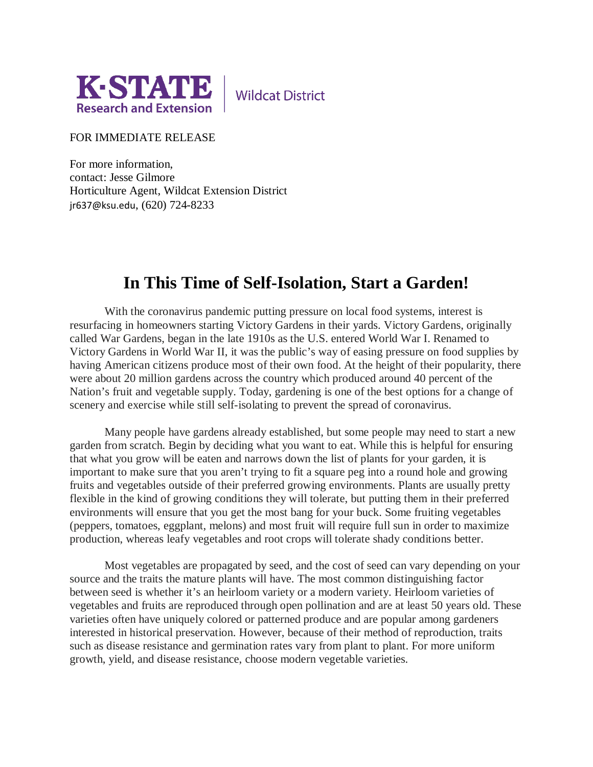K·STATE Research and Extension | Wildcat District

FOR IMMEDIATE RELEASE

For more information,
contact: Jesse Gilmore
Horticulture Agent, Wildcat Extension District
jr637@ksu.edu, (620) 724-8233

# In This Time of Self-Isolation, Start a Garden!

With the coronavirus pandemic putting pressure on local food systems, interest is resurfacing in homeowners starting Victory Gardens in their yards. Victory Gardens, originally called War Gardens, began in the late 1910s as the U.S. entered World War I. Renamed to Victory Gardens in World War II, it was the public's way of easing pressure on food supplies by having American citizens produce most of their own food. At the height of their popularity, there were about 20 million gardens across the country which produced around 40 percent of the Nation's fruit and vegetable supply. Today, gardening is one of the best options for a change of scenery and exercise while still self-isolating to prevent the spread of coronavirus.

Many people have gardens already established, but some people may need to start a new garden from scratch. Begin by deciding what you want to eat. While this is helpful for ensuring that what you grow will be eaten and narrows down the list of plants for your garden, it is important to make sure that you aren't trying to fit a square peg into a round hole and growing fruits and vegetables outside of their preferred growing environments. Plants are usually pretty flexible in the kind of growing conditions they will tolerate, but putting them in their preferred environments will ensure that you get the most bang for your buck. Some fruiting vegetables (peppers, tomatoes, eggplant, melons) and most fruit will require full sun in order to maximize production, whereas leafy vegetables and root crops will tolerate shady conditions better.

Most vegetables are propagated by seed, and the cost of seed can vary depending on your source and the traits the mature plants will have. The most common distinguishing factor between seed is whether it's an heirloom variety or a modern variety. Heirloom varieties of vegetables and fruits are reproduced through open pollination and are at least 50 years old. These varieties often have uniquely colored or patterned produce and are popular among gardeners interested in historical preservation. However, because of their method of reproduction, traits such as disease resistance and germination rates vary from plant to plant. For more uniform growth, yield, and disease resistance, choose modern vegetable varieties.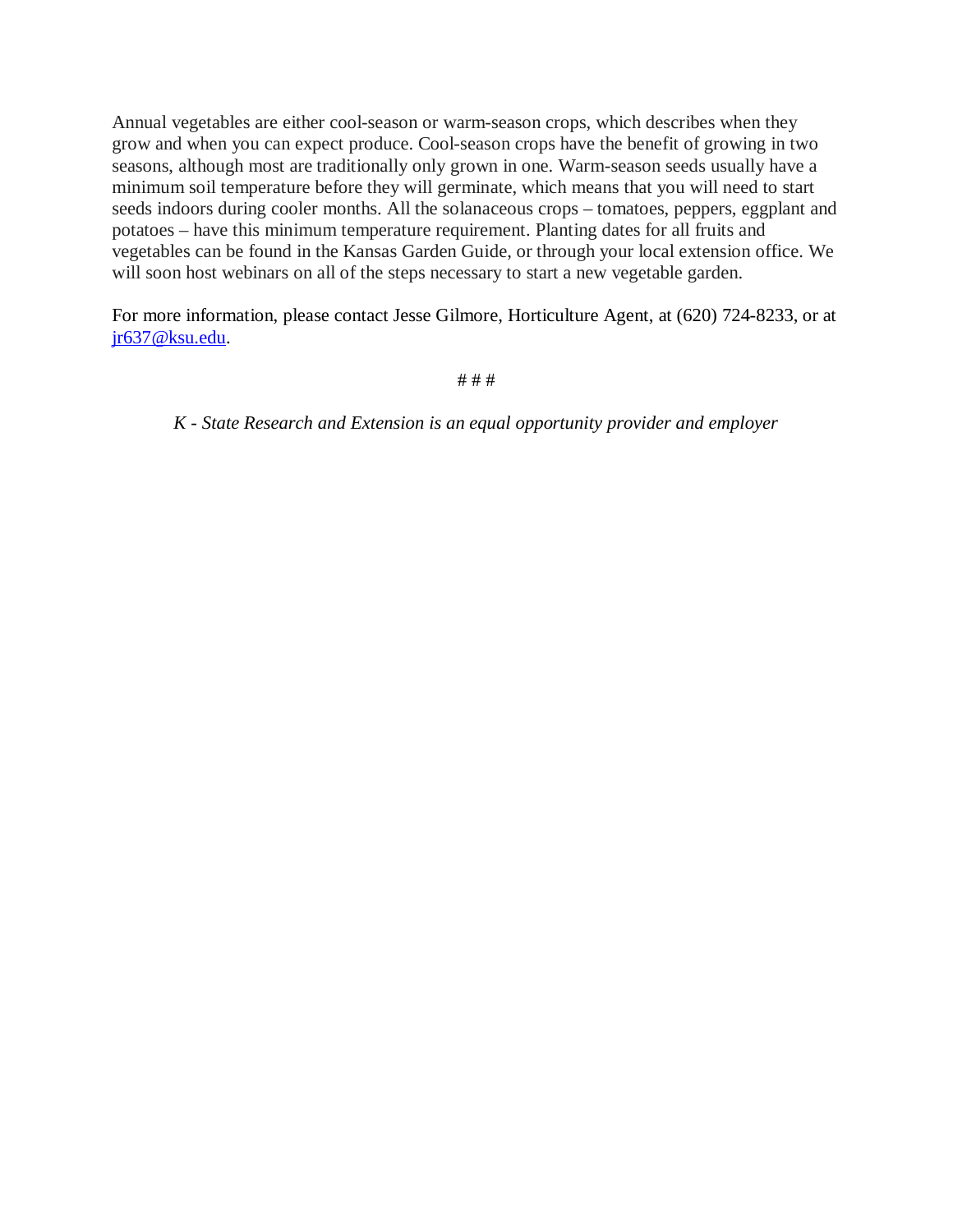Annual vegetables are either cool-season or warm-season crops, which describes when they grow and when you can expect produce. Cool-season crops have the benefit of growing in two seasons, although most are traditionally only grown in one. Warm-season seeds usually have a minimum soil temperature before they will germinate, which means that you will need to start seeds indoors during cooler months. All the solanaceous crops – tomatoes, peppers, eggplant and potatoes – have this minimum temperature requirement. Planting dates for all fruits and vegetables can be found in the Kansas Garden Guide, or through your local extension office. We will soon host webinars on all of the steps necessary to start a new vegetable garden.

For more information, please contact Jesse Gilmore, Horticulture Agent, at (620) 724-8233, or at jr637@ksu.edu.

# # #

*K - State Research and Extension is an equal opportunity provider and employer*